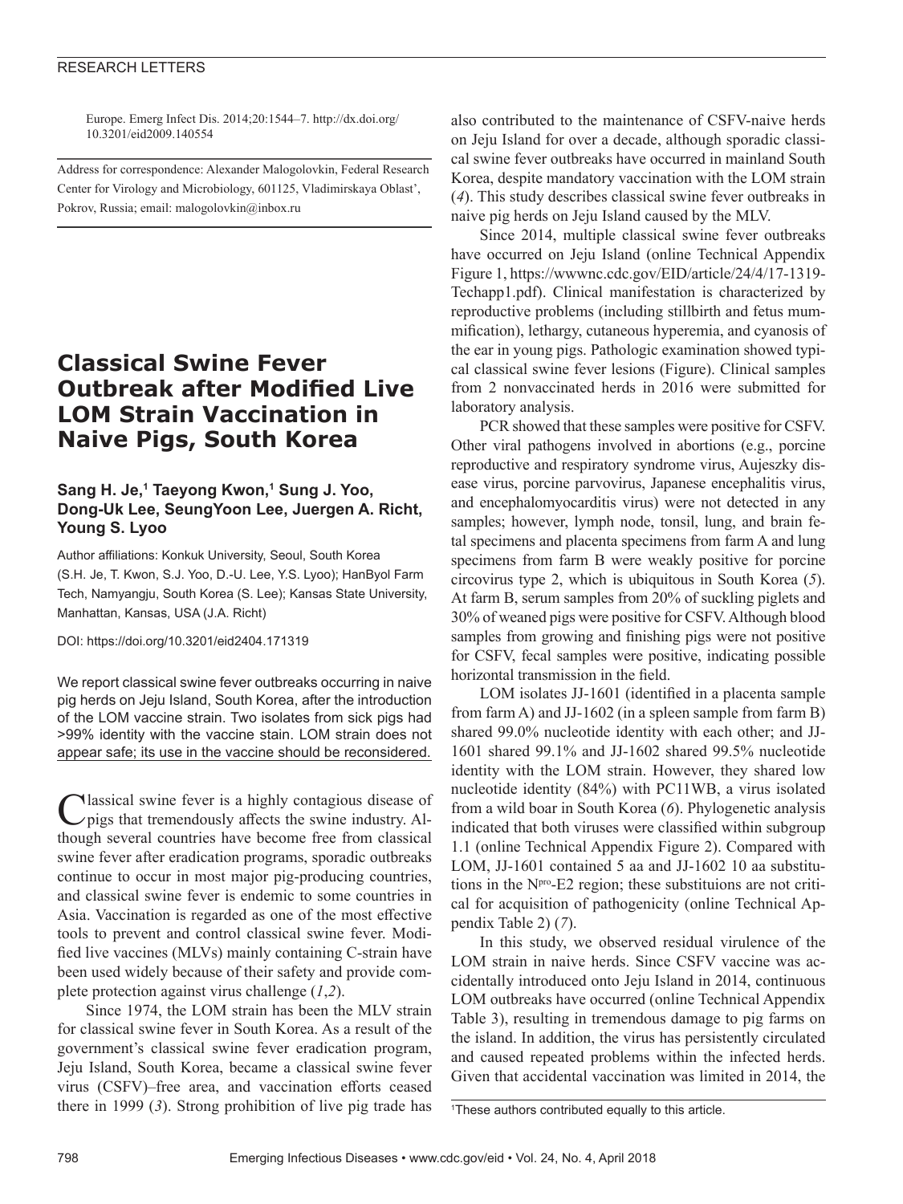Europe. Emerg Infect Dis. 2014;20:1544–7. http://dx.doi.org/10.3201/eid2009.140554

Address for correspondence: Alexander Malogolovkin, Federal Research Center for Virology and Microbiology, 601125, Vladimirskaya Oblast', Pokrov, Russia; email: malogolovkin@inbox.ru

# Classical Swine Fever Outbreak after Modified Live LOM Strain Vaccination in Naive Pigs, South Korea

**Sang H. Je,[1] Taeyong Kwon,[1] Sung J. Yoo, Dong-Uk Lee, SeungYoon Lee, Juergen A. Richt, Young S. Lyoo**

Author affiliations: Konkuk University, Seoul, South Korea (S.H. Je, T. Kwon, S.J. Yoo, D.-U. Lee, Y.S. Lyoo); HanByol Farm Tech, Namyangju, South Korea (S. Lee); Kansas State University, Manhattan, Kansas, USA (J.A. Richt)

DOI: https://doi.org/10.3201/eid2404.171319

We report classical swine fever outbreaks occurring in naive pig herds on Jeju Island, South Korea, after the introduction of the LOM vaccine strain. Two isolates from sick pigs had >99% identity with the vaccine stain. LOM strain does not appear safe; its use in the vaccine should be reconsidered.

Classical swine fever is a highly contagious disease of pigs that tremendously affects the swine industry. Although several countries have become free from classical swine fever after eradication programs, sporadic outbreaks continue to occur in most major pig-producing countries, and classical swine fever is endemic to some countries in Asia. Vaccination is regarded as one of the most effective tools to prevent and control classical swine fever. Modified live vaccines (MLVs) mainly containing C-strain have been used widely because of their safety and provide complete protection against virus challenge (*1*,*2*).

Since 1974, the LOM strain has been the MLV strain for classical swine fever in South Korea. As a result of the government's classical swine fever eradication program, Jeju Island, South Korea, became a classical swine fever virus (CSFV)–free area, and vaccination efforts ceased there in 1999 (*3*). Strong prohibition of live pig trade has also contributed to the maintenance of CSFV-naive herds on Jeju Island for over a decade, although sporadic classical swine fever outbreaks have occurred in mainland South Korea, despite mandatory vaccination with the LOM strain (*4*). This study describes classical swine fever outbreaks in naive pig herds on Jeju Island caused by the MLV.

Since 2014, multiple classical swine fever outbreaks have occurred on Jeju Island (online Technical Appendix Figure 1, https://wwwnc.cdc.gov/EID/article/24/4/17-1319-Techapp1.pdf). Clinical manifestation is characterized by reproductive problems (including stillbirth and fetus mummification), lethargy, cutaneous hyperemia, and cyanosis of the ear in young pigs. Pathologic examination showed typical classical swine fever lesions (Figure). Clinical samples from 2 nonvaccinated herds in 2016 were submitted for laboratory analysis.

PCR showed that these samples were positive for CSFV. Other viral pathogens involved in abortions (e.g., porcine reproductive and respiratory syndrome virus, Aujeszky disease virus, porcine parvovirus, Japanese encephalitis virus, and encephalomyocarditis virus) were not detected in any samples; however, lymph node, tonsil, lung, and brain fetal specimens and placenta specimens from farm A and lung specimens from farm B were weakly positive for porcine circovirus type 2, which is ubiquitous in South Korea (*5*). At farm B, serum samples from 20% of suckling piglets and 30% of weaned pigs were positive for CSFV. Although blood samples from growing and finishing pigs were not positive for CSFV, fecal samples were positive, indicating possible horizontal transmission in the field.

LOM isolates JJ-1601 (identified in a placenta sample from farm A) and JJ-1602 (in a spleen sample from farm B) shared 99.0% nucleotide identity with each other; and JJ-1601 shared 99.1% and JJ-1602 shared 99.5% nucleotide identity with the LOM strain. However, they shared low nucleotide identity (84%) with PC11WB, a virus isolated from a wild boar in South Korea (*6*). Phylogenetic analysis indicated that both viruses were classified within subgroup 1.1 (online Technical Appendix Figure 2). Compared with LOM, JJ-1601 contained 5 aa and JJ-1602 10 aa substitutions in the $N^{pro}$-E2 region; these substituions are not critical for acquisition of pathogenicity (online Technical Appendix Table 2) (*7*).

In this study, we observed residual virulence of the LOM strain in naive herds. Since CSFV vaccine was accidentally introduced onto Jeju Island in 2014, continuous LOM outbreaks have occurred (online Technical Appendix Table 3), resulting in tremendous damage to pig farms on the island. In addition, the virus has persistently circulated and caused repeated problems within the infected herds. Given that accidental vaccination was limited in 2014, the

[1]These authors contributed equally to this article.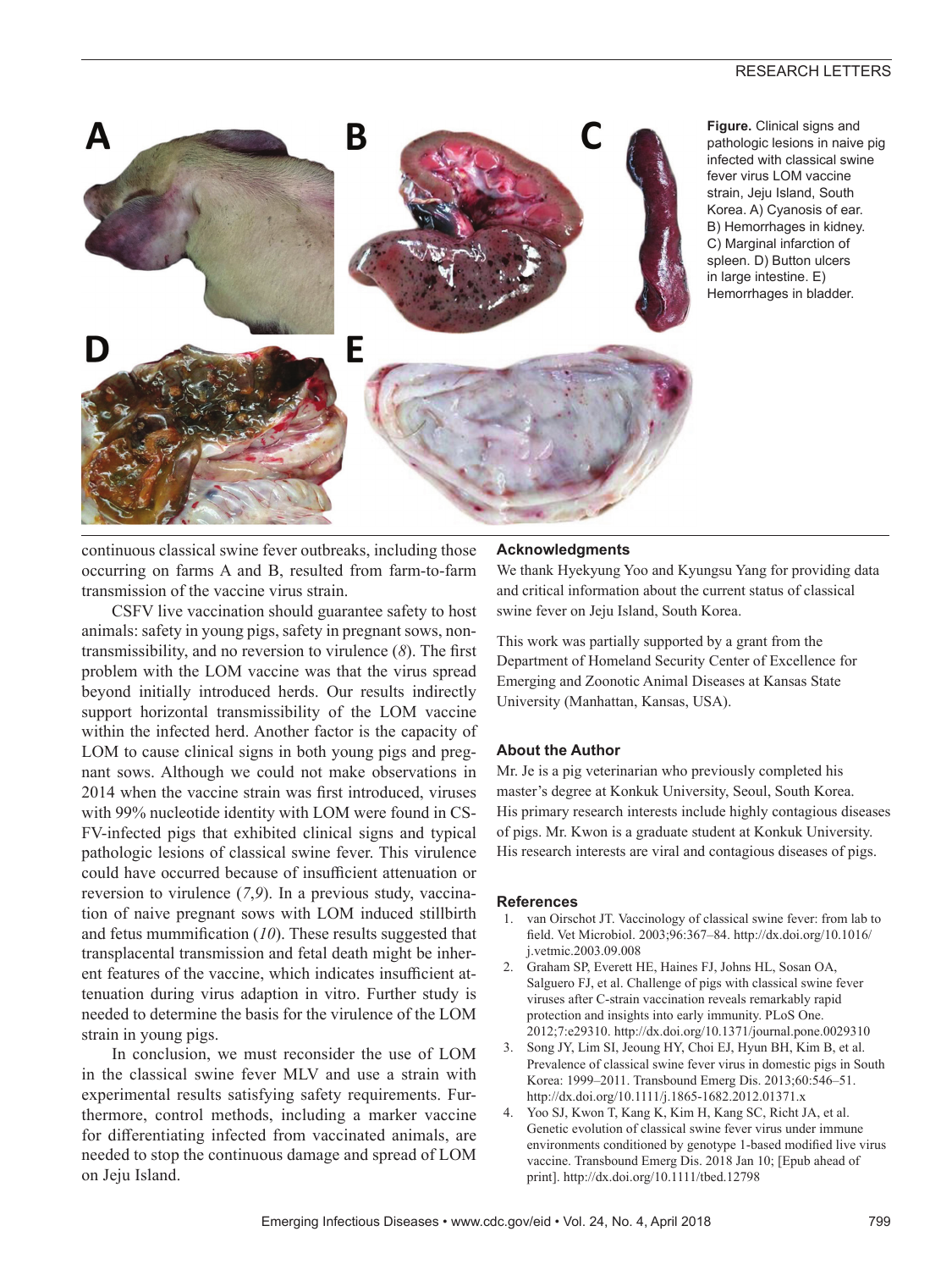**Figure.** Clinical signs and pathologic lesions in naive pig infected with classical swine fever virus LOM vaccine strain, Jeju Island, South Korea. A) Cyanosis of ear. B) Hemorrhages in kidney. C) Marginal infarction of spleen. D) Button ulcers in large intestine. E) Hemorrhages in bladder.

continuous classical swine fever outbreaks, including those occurring on farms A and B, resulted from farm-to-farm transmission of the vaccine virus strain.

CSFV live vaccination should guarantee safety to host animals: safety in young pigs, safety in pregnant sows, nontransmissibility, and no reversion to virulence (*8*). The first problem with the LOM vaccine was that the virus spread beyond initially introduced herds. Our results indirectly support horizontal transmissibility of the LOM vaccine within the infected herd. Another factor is the capacity of LOM to cause clinical signs in both young pigs and pregnant sows. Although we could not make observations in 2014 when the vaccine strain was first introduced, viruses with 99% nucleotide identity with LOM were found in CSFV-infected pigs that exhibited clinical signs and typical pathologic lesions of classical swine fever. This virulence could have occurred because of insufficient attenuation or reversion to virulence (*7*,*9*). In a previous study, vaccination of naive pregnant sows with LOM induced stillbirth and fetus mummification (*10*). These results suggested that transplacental transmission and fetal death might be inherent features of the vaccine, which indicates insufficient attenuation during virus adaption in vitro. Further study is needed to determine the basis for the virulence of the LOM strain in young pigs.

In conclusion, we must reconsider the use of LOM in the classical swine fever MLV and use a strain with experimental results satisfying safety requirements. Furthermore, control methods, including a marker vaccine for differentiating infected from vaccinated animals, are needed to stop the continuous damage and spread of LOM on Jeju Island.

## Acknowledgments

We thank Hyekyung Yoo and Kyungsu Yang for providing data and critical information about the current status of classical swine fever on Jeju Island, South Korea.

This work was partially supported by a grant from the Department of Homeland Security Center of Excellence for Emerging and Zoonotic Animal Diseases at Kansas State University (Manhattan, Kansas, USA).

## About the Author

Mr. Je is a pig veterinarian who previously completed his master's degree at Konkuk University, Seoul, South Korea. His primary research interests include highly contagious diseases of pigs. Mr. Kwon is a graduate student at Konkuk University. His research interests are viral and contagious diseases of pigs.

## References

1. van Oirschot JT. Vaccinology of classical swine fever: from lab to field. Vet Microbiol. 2003;96:367–84. http://dx.doi.org/10.1016/j.vetmic.2003.09.008
2. Graham SP, Everett HE, Haines FJ, Johns HL, Sosan OA, Salguero FJ, et al. Challenge of pigs with classical swine fever viruses after C-strain vaccination reveals remarkably rapid protection and insights into early immunity. PLoS One. 2012;7:e29310. http://dx.doi.org/10.1371/journal.pone.0029310
3. Song JY, Lim SI, Jeoung HY, Choi EJ, Hyun BH, Kim B, et al. Prevalence of classical swine fever virus in domestic pigs in South Korea: 1999–2011. Transbound Emerg Dis. 2013;60:546–51. http://dx.doi.org/10.1111/j.1865-1682.2012.01371.x
4. Yoo SJ, Kwon T, Kang K, Kim H, Kang SC, Richt JA, et al. Genetic evolution of classical swine fever virus under immune environments conditioned by genotype 1-based modified live virus vaccine. Transbound Emerg Dis. 2018 Jan 10; [Epub ahead of print]. http://dx.doi.org/10.1111/tbed.12798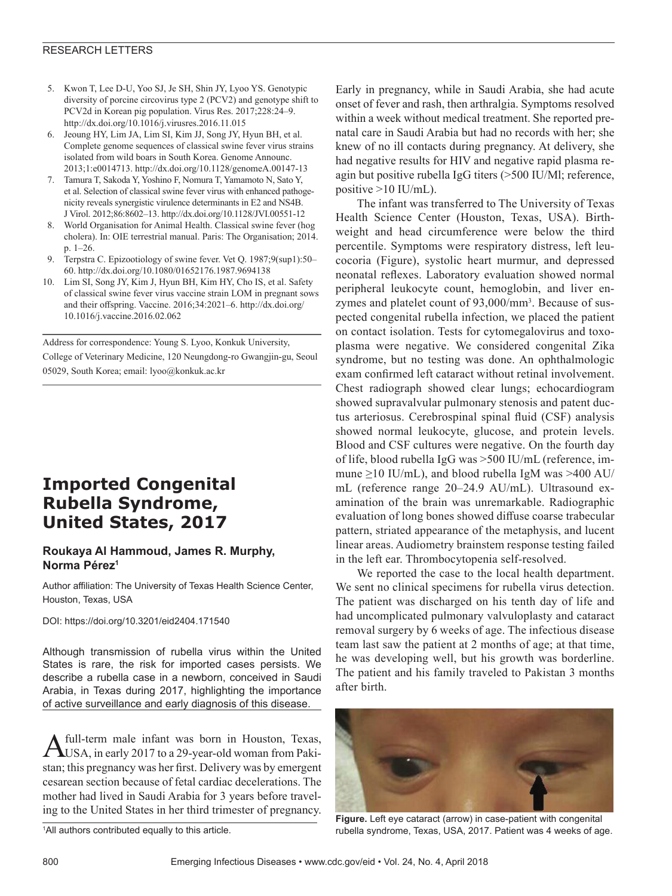5. Kwon T, Lee D-U, Yoo SJ, Je SH, Shin JY, Lyoo YS. Genotypic diversity of porcine circovirus type 2 (PCV2) and genotype shift to PCV2d in Korean pig population. Virus Res. 2017;228:24–9. http://dx.doi.org/10.1016/j.virusres.2016.11.015
6. Jeoung HY, Lim JA, Lim SI, Kim JJ, Song JY, Hyun BH, et al. Complete genome sequences of classical swine fever virus strains isolated from wild boars in South Korea. Genome Announc. 2013;1:e0014713. http://dx.doi.org/10.1128/genomeA.00147-13
7. Tamura T, Sakoda Y, Yoshino F, Nomura T, Yamamoto N, Sato Y, et al. Selection of classical swine fever virus with enhanced pathogenicity reveals synergistic virulence determinants in E2 and NS4B. J Virol. 2012;86:8602–13. http://dx.doi.org/10.1128/JVI.00551-12
8. World Organisation for Animal Health. Classical swine fever (hog cholera). In: OIE terrestrial manual. Paris: The Organisation; 2014. p. 1–26.
9. Terpstra C. Epizootiology of swine fever. Vet Q. 1987;9(sup1):50–60. http://dx.doi.org/10.1080/01652176.1987.9694138
10. Lim SI, Song JY, Kim J, Hyun BH, Kim HY, Cho IS, et al. Safety of classical swine fever virus vaccine strain LOM in pregnant sows and their offspring. Vaccine. 2016;34:2021–6. http://dx.doi.org/10.1016/j.vaccine.2016.02.062

Address for correspondence: Young S. Lyoo, Konkuk University, College of Veterinary Medicine, 120 Neungdong-ro Gwangjin-gu, Seoul 05029, South Korea; email: lyoo@konkuk.ac.kr

# Imported Congenital Rubella Syndrome, United States, 2017

**Roukaya Al Hammoud, James R. Murphy, Norma Pérez[1]**

Author affiliation: The University of Texas Health Science Center, Houston, Texas, USA

DOI: https://doi.org/10.3201/eid2404.171540

Although transmission of rubella virus within the United States is rare, the risk for imported cases persists. We describe a rubella case in a newborn, conceived in Saudi Arabia, in Texas during 2017, highlighting the importance of active surveillance and early diagnosis of this disease.

A full-term male infant was born in Houston, Texas, USA, in early 2017 to a 29-year-old woman from Pakistan; this pregnancy was her first. Delivery was by emergent cesarean section because of fetal cardiac decelerations. The mother had lived in Saudi Arabia for 3 years before traveling to the United States in her third trimester of pregnancy.

[1]All authors contributed equally to this article.

Early in pregnancy, while in Saudi Arabia, she had acute onset of fever and rash, then arthralgia. Symptoms resolved within a week without medical treatment. She reported prenatal care in Saudi Arabia but had no records with her; she knew of no ill contacts during pregnancy. At delivery, she had negative results for HIV and negative rapid plasma reagin but positive rubella IgG titers (>500 IU/Ml; reference, positive >10 IU/mL).

The infant was transferred to The University of Texas Health Science Center (Houston, Texas, USA). Birthweight and head circumference were below the third percentile. Symptoms were respiratory distress, left leucocoria (Figure), systolic heart murmur, and depressed neonatal reflexes. Laboratory evaluation showed normal peripheral leukocyte count, hemoglobin, and liver enzymes and platelet count of 93,000/mm$^3$. Because of suspected congenital rubella infection, we placed the patient on contact isolation. Tests for cytomegalovirus and toxoplasma were negative. We considered congenital Zika syndrome, but no testing was done. An ophthalmologic exam confirmed left cataract without retinal involvement. Chest radiograph showed clear lungs; echocardiogram showed supravalvular pulmonary stenosis and patent ductus arteriosus. Cerebrospinal spinal fluid (CSF) analysis showed normal leukocyte, glucose, and protein levels. Blood and CSF cultures were negative. On the fourth day of life, blood rubella IgG was >500 IU/mL (reference, immune ≥10 IU/mL), and blood rubella IgM was >400 AU/mL (reference range 20–24.9 AU/mL). Ultrasound examination of the brain was unremarkable. Radiographic evaluation of long bones showed diffuse coarse trabecular pattern, striated appearance of the metaphysis, and lucent linear areas. Audiometry brainstem response testing failed in the left ear. Thrombocytopenia self-resolved.

We reported the case to the local health department. We sent no clinical specimens for rubella virus detection. The patient was discharged on his tenth day of life and had uncomplicated pulmonary valvuloplasty and cataract removal surgery by 6 weeks of age. The infectious disease team last saw the patient at 2 months of age; at that time, he was developing well, but his growth was borderline. The patient and his family traveled to Pakistan 3 months after birth.

**Figure.** Left eye cataract (arrow) in case-patient with congenital rubella syndrome, Texas, USA, 2017. Patient was 4 weeks of age.